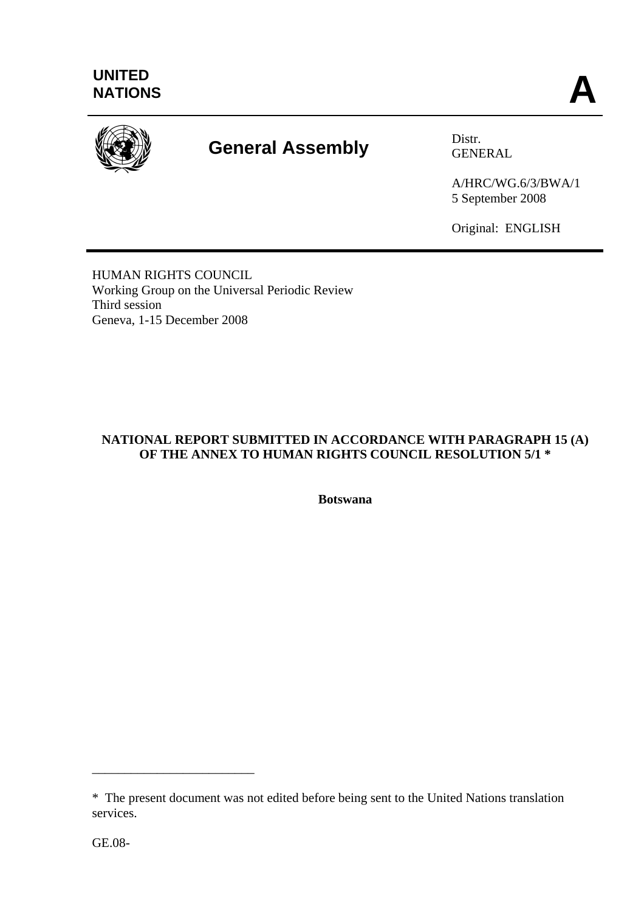**UNITED NATIONS**

**A**

# General Assembly

Distr.
GENERAL

A/HRC/WG.6/3/BWA/1
5 September 2008

Original: ENGLISH

HUMAN RIGHTS COUNCIL
Working Group on the Universal Periodic Review
Third session
Geneva, 1-15 December 2008

**NATIONAL REPORT SUBMITTED IN ACCORDANCE WITH PARAGRAPH 15 (A) OF THE ANNEX TO HUMAN RIGHTS COUNCIL RESOLUTION 5/1 ***

**Botswana**

---

* The present document was not edited before being sent to the United Nations translation services.

GE.08-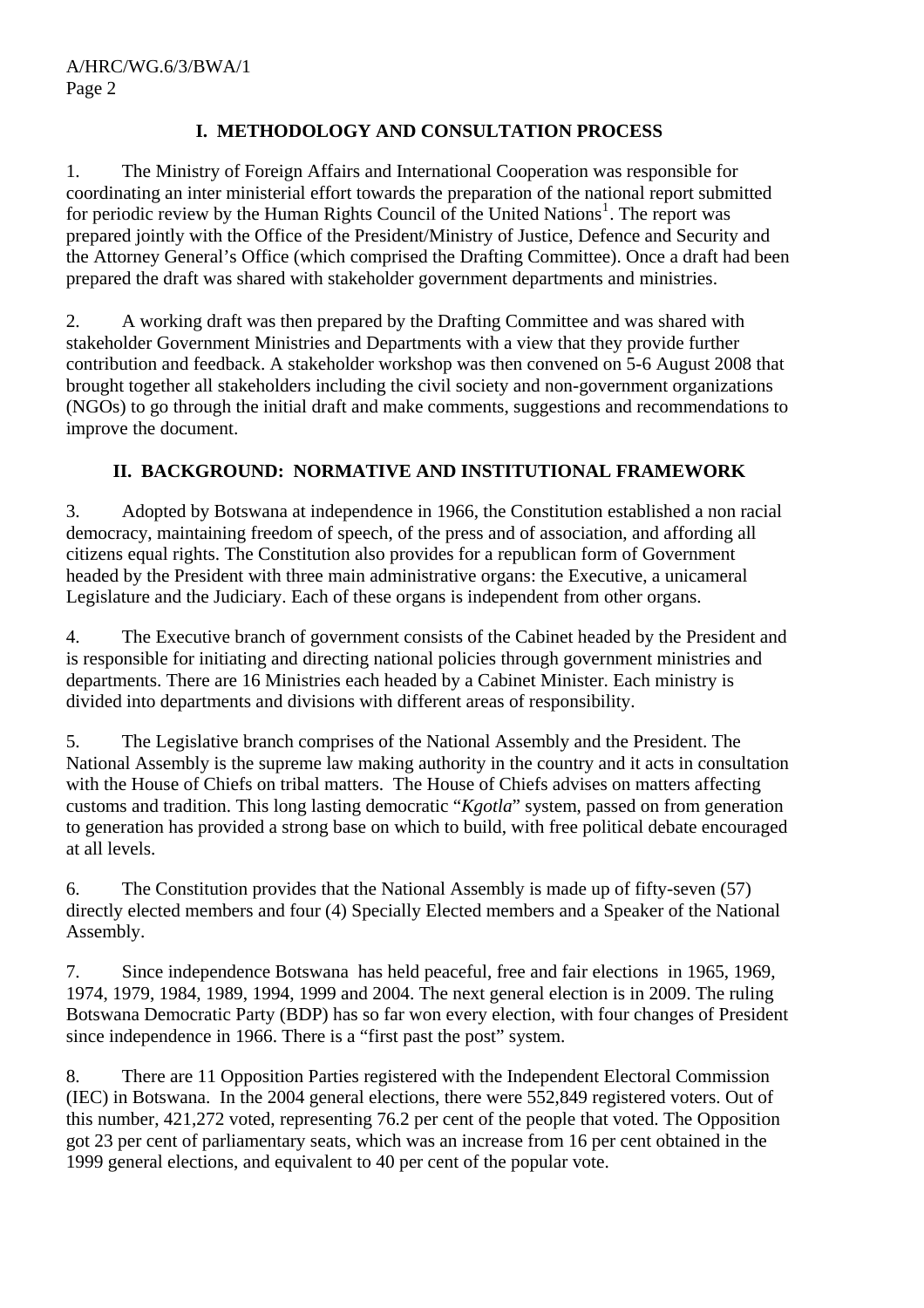## I. METHODOLOGY AND CONSULTATION PROCESS

1. The Ministry of Foreign Affairs and International Cooperation was responsible for coordinating an inter ministerial effort towards the preparation of the national report submitted for periodic review by the Human Rights Council of the United Nations[1]. The report was prepared jointly with the Office of the President/Ministry of Justice, Defence and Security and the Attorney General's Office (which comprised the Drafting Committee). Once a draft had been prepared the draft was shared with stakeholder government departments and ministries.

2. A working draft was then prepared by the Drafting Committee and was shared with stakeholder Government Ministries and Departments with a view that they provide further contribution and feedback. A stakeholder workshop was then convened on 5-6 August 2008 that brought together all stakeholders including the civil society and non-government organizations (NGOs) to go through the initial draft and make comments, suggestions and recommendations to improve the document.

## II. BACKGROUND: NORMATIVE AND INSTITUTIONAL FRAMEWORK

3. Adopted by Botswana at independence in 1966, the Constitution established a non racial democracy, maintaining freedom of speech, of the press and of association, and affording all citizens equal rights. The Constitution also provides for a republican form of Government headed by the President with three main administrative organs: the Executive, a unicameral Legislature and the Judiciary. Each of these organs is independent from other organs.

4. The Executive branch of government consists of the Cabinet headed by the President and is responsible for initiating and directing national policies through government ministries and departments. There are 16 Ministries each headed by a Cabinet Minister. Each ministry is divided into departments and divisions with different areas of responsibility.

5. The Legislative branch comprises of the National Assembly and the President. The National Assembly is the supreme law making authority in the country and it acts in consultation with the House of Chiefs on tribal matters. The House of Chiefs advises on matters affecting customs and tradition. This long lasting democratic "*Kgotla*" system, passed on from generation to generation has provided a strong base on which to build, with free political debate encouraged at all levels.

6. The Constitution provides that the National Assembly is made up of fifty-seven (57) directly elected members and four (4) Specially Elected members and a Speaker of the National Assembly.

7. Since independence Botswana has held peaceful, free and fair elections in 1965, 1969, 1974, 1979, 1984, 1989, 1994, 1999 and 2004. The next general election is in 2009. The ruling Botswana Democratic Party (BDP) has so far won every election, with four changes of President since independence in 1966. There is a "first past the post" system.

8. There are 11 Opposition Parties registered with the Independent Electoral Commission (IEC) in Botswana. In the 2004 general elections, there were 552,849 registered voters. Out of this number, 421,272 voted, representing 76.2 per cent of the people that voted. The Opposition got 23 per cent of parliamentary seats, which was an increase from 16 per cent obtained in the 1999 general elections, and equivalent to 40 per cent of the popular vote.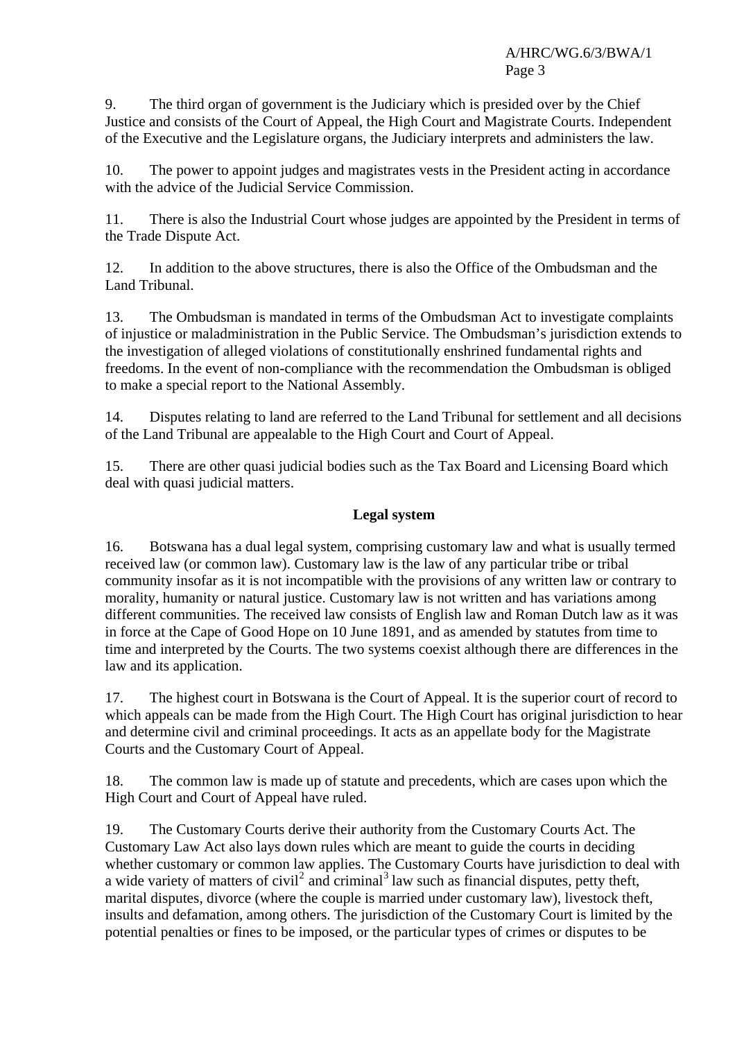9. The third organ of government is the Judiciary which is presided over by the Chief Justice and consists of the Court of Appeal, the High Court and Magistrate Courts. Independent of the Executive and the Legislature organs, the Judiciary interprets and administers the law.

10. The power to appoint judges and magistrates vests in the President acting in accordance with the advice of the Judicial Service Commission.

11. There is also the Industrial Court whose judges are appointed by the President in terms of the Trade Dispute Act.

12. In addition to the above structures, there is also the Office of the Ombudsman and the Land Tribunal.

13. The Ombudsman is mandated in terms of the Ombudsman Act to investigate complaints of injustice or maladministration in the Public Service. The Ombudsman's jurisdiction extends to the investigation of alleged violations of constitutionally enshrined fundamental rights and freedoms. In the event of non-compliance with the recommendation the Ombudsman is obliged to make a special report to the National Assembly.

14. Disputes relating to land are referred to the Land Tribunal for settlement and all decisions of the Land Tribunal are appealable to the High Court and Court of Appeal.

15. There are other quasi judicial bodies such as the Tax Board and Licensing Board which deal with quasi judicial matters.

**Legal system**

16. Botswana has a dual legal system, comprising customary law and what is usually termed received law (or common law). Customary law is the law of any particular tribe or tribal community insofar as it is not incompatible with the provisions of any written law or contrary to morality, humanity or natural justice. Customary law is not written and has variations among different communities. The received law consists of English law and Roman Dutch law as it was in force at the Cape of Good Hope on 10 June 1891, and as amended by statutes from time to time and interpreted by the Courts. The two systems coexist although there are differences in the law and its application.

17. The highest court in Botswana is the Court of Appeal. It is the superior court of record to which appeals can be made from the High Court. The High Court has original jurisdiction to hear and determine civil and criminal proceedings. It acts as an appellate body for the Magistrate Courts and the Customary Court of Appeal.

18. The common law is made up of statute and precedents, which are cases upon which the High Court and Court of Appeal have ruled.

19. The Customary Courts derive their authority from the Customary Courts Act. The Customary Law Act also lays down rules which are meant to guide the courts in deciding whether customary or common law applies. The Customary Courts have jurisdiction to deal with a wide variety of matters of civil[2] and criminal[3] law such as financial disputes, petty theft, marital disputes, divorce (where the couple is married under customary law), livestock theft, insults and defamation, among others. The jurisdiction of the Customary Court is limited by the potential penalties or fines to be imposed, or the particular types of crimes or disputes to be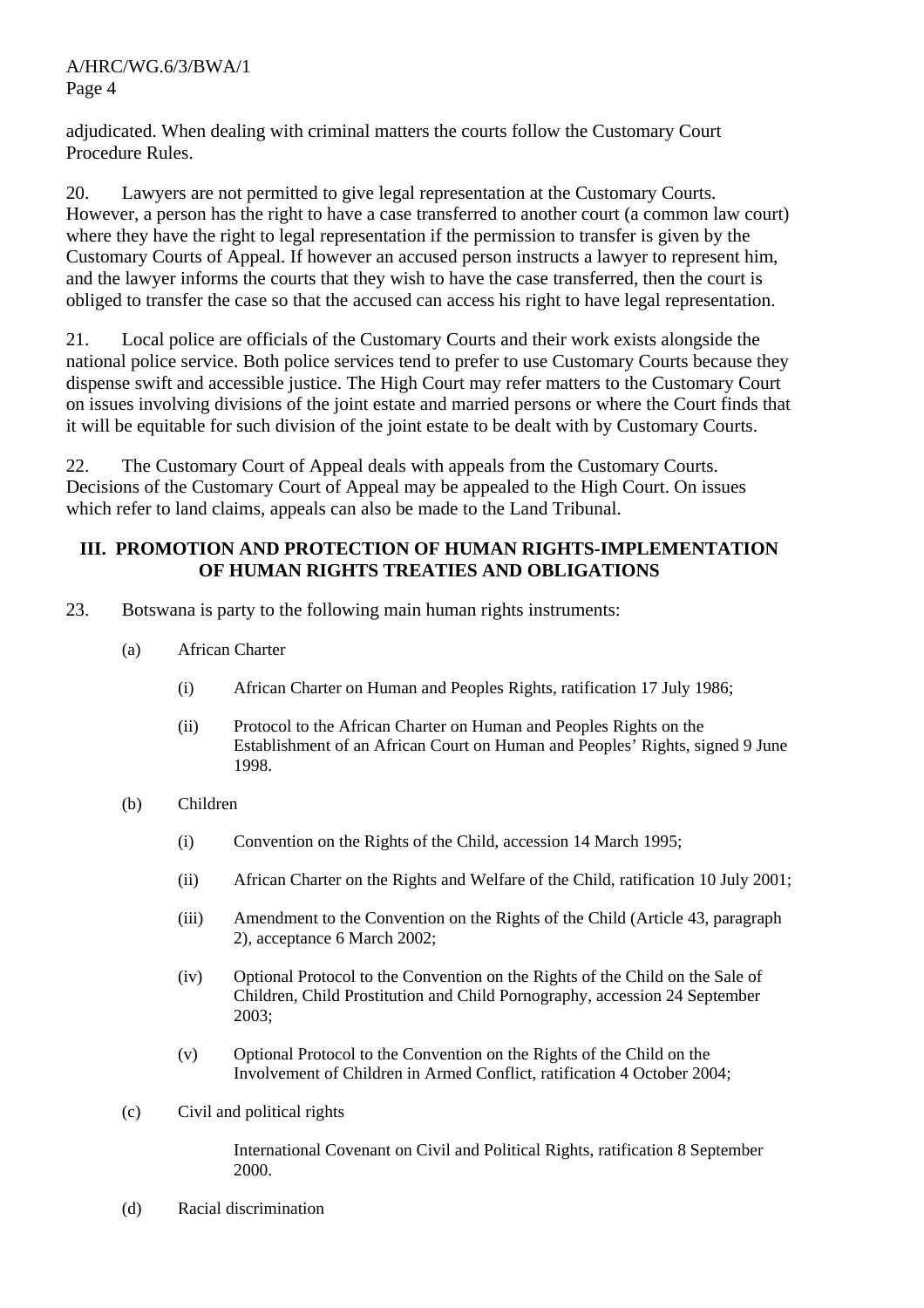adjudicated. When dealing with criminal matters the courts follow the Customary Court Procedure Rules.

20. Lawyers are not permitted to give legal representation at the Customary Courts. However, a person has the right to have a case transferred to another court (a common law court) where they have the right to legal representation if the permission to transfer is given by the Customary Courts of Appeal. If however an accused person instructs a lawyer to represent him, and the lawyer informs the courts that they wish to have the case transferred, then the court is obliged to transfer the case so that the accused can access his right to have legal representation.

21. Local police are officials of the Customary Courts and their work exists alongside the national police service. Both police services tend to prefer to use Customary Courts because they dispense swift and accessible justice. The High Court may refer matters to the Customary Court on issues involving divisions of the joint estate and married persons or where the Court finds that it will be equitable for such division of the joint estate to be dealt with by Customary Courts.

22. The Customary Court of Appeal deals with appeals from the Customary Courts. Decisions of the Customary Court of Appeal may be appealed to the High Court. On issues which refer to land claims, appeals can also be made to the Land Tribunal.

## III. PROMOTION AND PROTECTION OF HUMAN RIGHTS-IMPLEMENTATION OF HUMAN RIGHTS TREATIES AND OBLIGATIONS

23. Botswana is party to the following main human rights instruments:

(a) African Charter

(i) African Charter on Human and Peoples Rights, ratification 17 July 1986;

(ii) Protocol to the African Charter on Human and Peoples Rights on the Establishment of an African Court on Human and Peoples' Rights, signed 9 June 1998.

(b) Children

(i) Convention on the Rights of the Child, accession 14 March 1995;

(ii) African Charter on the Rights and Welfare of the Child, ratification 10 July 2001;

(iii) Amendment to the Convention on the Rights of the Child (Article 43, paragraph 2), acceptance 6 March 2002;

(iv) Optional Protocol to the Convention on the Rights of the Child on the Sale of Children, Child Prostitution and Child Pornography, accession 24 September 2003;

(v) Optional Protocol to the Convention on the Rights of the Child on the Involvement of Children in Armed Conflict, ratification 4 October 2004;

(c) Civil and political rights

International Covenant on Civil and Political Rights, ratification 8 September 2000.

(d) Racial discrimination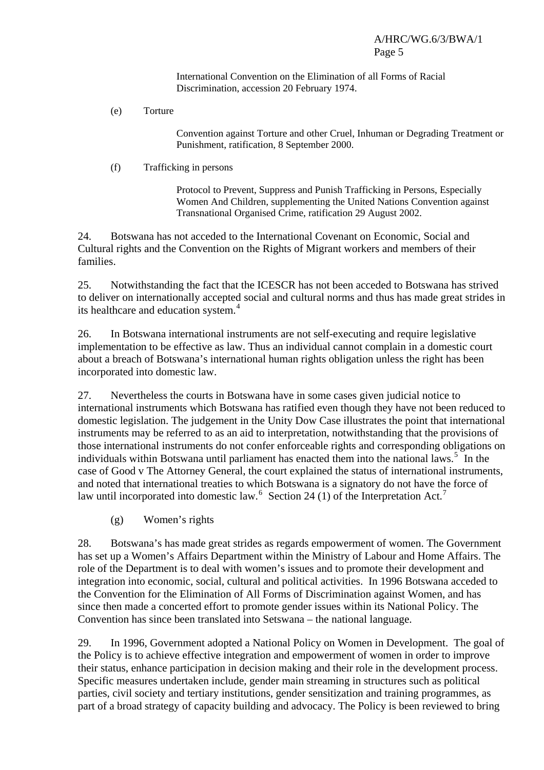International Convention on the Elimination of all Forms of Racial Discrimination, accession 20 February 1974.

(e) Torture

Convention against Torture and other Cruel, Inhuman or Degrading Treatment or Punishment, ratification, 8 September 2000.

(f) Trafficking in persons

Protocol to Prevent, Suppress and Punish Trafficking in Persons, Especially Women And Children, supplementing the United Nations Convention against Transnational Organised Crime, ratification 29 August 2002.

24. Botswana has not acceded to the International Covenant on Economic, Social and Cultural rights and the Convention on the Rights of Migrant workers and members of their families.

25. Notwithstanding the fact that the ICESCR has not been acceded to Botswana has strived to deliver on internationally accepted social and cultural norms and thus has made great strides in its healthcare and education system.[4]

26. In Botswana international instruments are not self-executing and require legislative implementation to be effective as law. Thus an individual cannot complain in a domestic court about a breach of Botswana's international human rights obligation unless the right has been incorporated into domestic law.

27. Nevertheless the courts in Botswana have in some cases given judicial notice to international instruments which Botswana has ratified even though they have not been reduced to domestic legislation. The judgement in the Unity Dow Case illustrates the point that international instruments may be referred to as an aid to interpretation, notwithstanding that the provisions of those international instruments do not confer enforceable rights and corresponding obligations on individuals within Botswana until parliament has enacted them into the national laws.[5] In the case of Good v The Attorney General, the court explained the status of international instruments, and noted that international treaties to which Botswana is a signatory do not have the force of law until incorporated into domestic law.[6] Section 24 (1) of the Interpretation Act.[7]

(g) Women's rights

28. Botswana's has made great strides as regards empowerment of women. The Government has set up a Women's Affairs Department within the Ministry of Labour and Home Affairs. The role of the Department is to deal with women's issues and to promote their development and integration into economic, social, cultural and political activities. In 1996 Botswana acceded to the Convention for the Elimination of All Forms of Discrimination against Women, and has since then made a concerted effort to promote gender issues within its National Policy. The Convention has since been translated into Setswana – the national language.

29. In 1996, Government adopted a National Policy on Women in Development. The goal of the Policy is to achieve effective integration and empowerment of women in order to improve their status, enhance participation in decision making and their role in the development process. Specific measures undertaken include, gender main streaming in structures such as political parties, civil society and tertiary institutions, gender sensitization and training programmes, as part of a broad strategy of capacity building and advocacy. The Policy is been reviewed to bring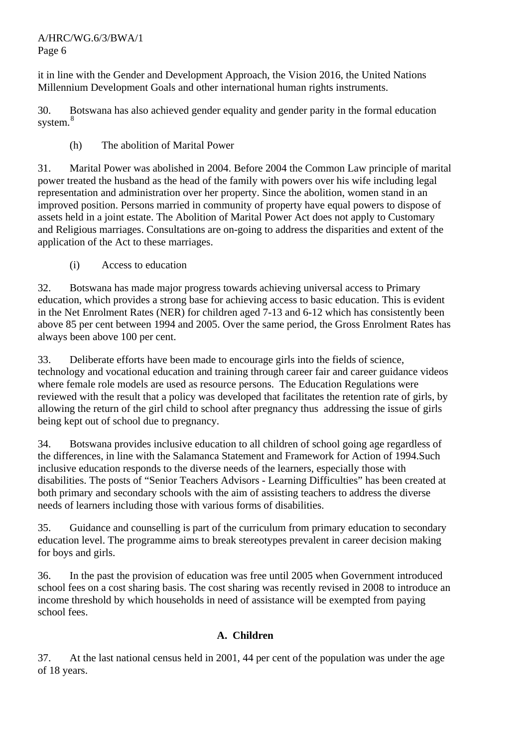it in line with the Gender and Development Approach, the Vision 2016, the United Nations Millennium Development Goals and other international human rights instruments.

30. Botswana has also achieved gender equality and gender parity in the formal education system.[8]

(h) The abolition of Marital Power

31. Marital Power was abolished in 2004. Before 2004 the Common Law principle of marital power treated the husband as the head of the family with powers over his wife including legal representation and administration over her property. Since the abolition, women stand in an improved position. Persons married in community of property have equal powers to dispose of assets held in a joint estate. The Abolition of Marital Power Act does not apply to Customary and Religious marriages. Consultations are on-going to address the disparities and extent of the application of the Act to these marriages.

(i) Access to education

32. Botswana has made major progress towards achieving universal access to Primary education, which provides a strong base for achieving access to basic education. This is evident in the Net Enrolment Rates (NER) for children aged 7-13 and 6-12 which has consistently been above 85 per cent between 1994 and 2005. Over the same period, the Gross Enrolment Rates has always been above 100 per cent.

33. Deliberate efforts have been made to encourage girls into the fields of science, technology and vocational education and training through career fair and career guidance videos where female role models are used as resource persons. The Education Regulations were reviewed with the result that a policy was developed that facilitates the retention rate of girls, by allowing the return of the girl child to school after pregnancy thus addressing the issue of girls being kept out of school due to pregnancy.

34. Botswana provides inclusive education to all children of school going age regardless of the differences, in line with the Salamanca Statement and Framework for Action of 1994.Such inclusive education responds to the diverse needs of the learners, especially those with disabilities. The posts of "Senior Teachers Advisors - Learning Difficulties" has been created at both primary and secondary schools with the aim of assisting teachers to address the diverse needs of learners including those with various forms of disabilities.

35. Guidance and counselling is part of the curriculum from primary education to secondary education level. The programme aims to break stereotypes prevalent in career decision making for boys and girls.

36. In the past the provision of education was free until 2005 when Government introduced school fees on a cost sharing basis. The cost sharing was recently revised in 2008 to introduce an income threshold by which households in need of assistance will be exempted from paying school fees.

## A. Children

37. At the last national census held in 2001, 44 per cent of the population was under the age of 18 years.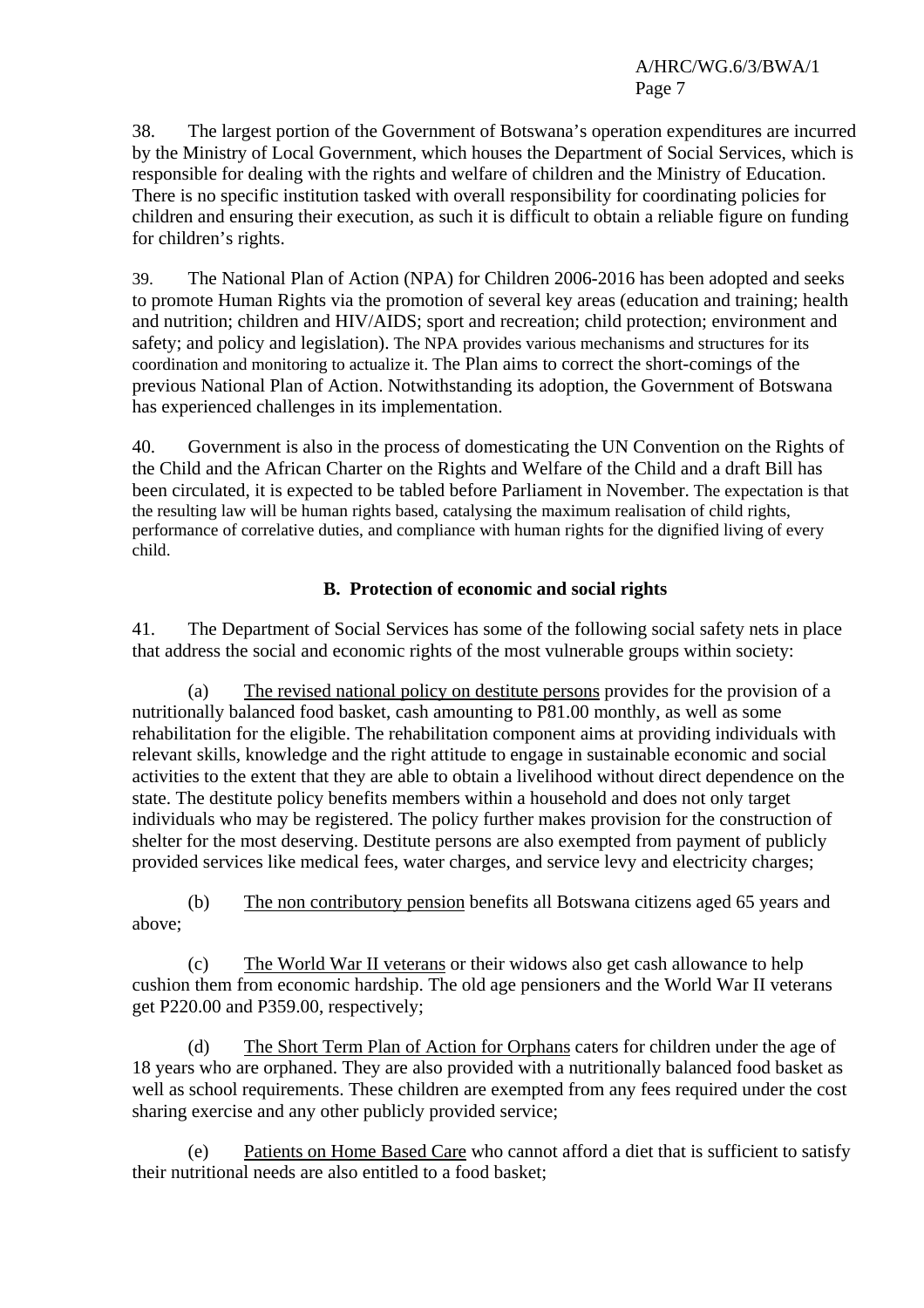38. The largest portion of the Government of Botswana's operation expenditures are incurred by the Ministry of Local Government, which houses the Department of Social Services, which is responsible for dealing with the rights and welfare of children and the Ministry of Education. There is no specific institution tasked with overall responsibility for coordinating policies for children and ensuring their execution, as such it is difficult to obtain a reliable figure on funding for children's rights.

39. The National Plan of Action (NPA) for Children 2006-2016 has been adopted and seeks to promote Human Rights via the promotion of several key areas (education and training; health and nutrition; children and HIV/AIDS; sport and recreation; child protection; environment and safety; and policy and legislation). The NPA provides various mechanisms and structures for its coordination and monitoring to actualize it. The Plan aims to correct the short-comings of the previous National Plan of Action. Notwithstanding its adoption, the Government of Botswana has experienced challenges in its implementation.

40. Government is also in the process of domesticating the UN Convention on the Rights of the Child and the African Charter on the Rights and Welfare of the Child and a draft Bill has been circulated, it is expected to be tabled before Parliament in November. The expectation is that the resulting law will be human rights based, catalysing the maximum realisation of child rights, performance of correlative duties, and compliance with human rights for the dignified living of every child.

### B. Protection of economic and social rights

41. The Department of Social Services has some of the following social safety nets in place that address the social and economic rights of the most vulnerable groups within society:

(a) The revised national policy on destitute persons provides for the provision of a nutritionally balanced food basket, cash amounting to P81.00 monthly, as well as some rehabilitation for the eligible. The rehabilitation component aims at providing individuals with relevant skills, knowledge and the right attitude to engage in sustainable economic and social activities to the extent that they are able to obtain a livelihood without direct dependence on the state. The destitute policy benefits members within a household and does not only target individuals who may be registered. The policy further makes provision for the construction of shelter for the most deserving. Destitute persons are also exempted from payment of publicly provided services like medical fees, water charges, and service levy and electricity charges;

(b) The non contributory pension benefits all Botswana citizens aged 65 years and above;

(c) The World War II veterans or their widows also get cash allowance to help cushion them from economic hardship. The old age pensioners and the World War II veterans get P220.00 and P359.00, respectively;

(d) The Short Term Plan of Action for Orphans caters for children under the age of 18 years who are orphaned. They are also provided with a nutritionally balanced food basket as well as school requirements. These children are exempted from any fees required under the cost sharing exercise and any other publicly provided service;

(e) Patients on Home Based Care who cannot afford a diet that is sufficient to satisfy their nutritional needs are also entitled to a food basket;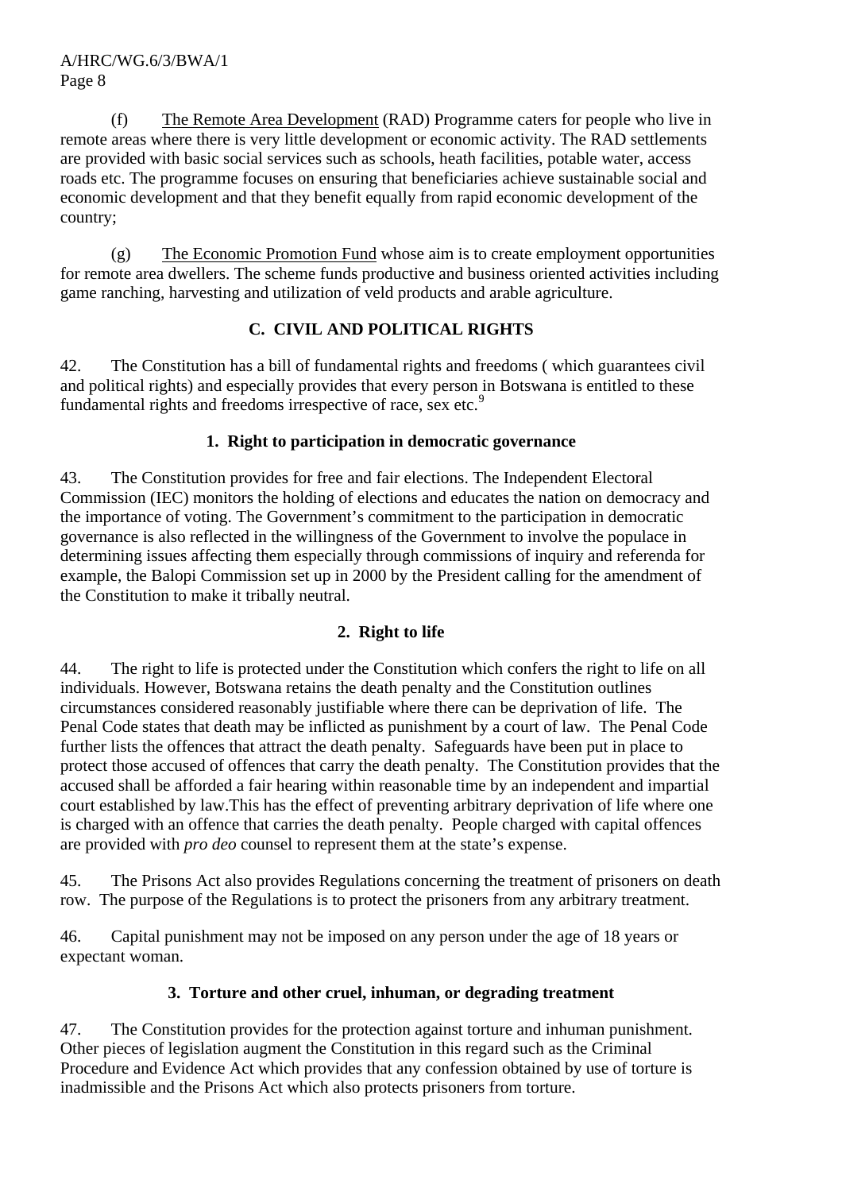(f) The Remote Area Development (RAD) Programme caters for people who live in remote areas where there is very little development or economic activity. The RAD settlements are provided with basic social services such as schools, heath facilities, potable water, access roads etc. The programme focuses on ensuring that beneficiaries achieve sustainable social and economic development and that they benefit equally from rapid economic development of the country;

(g) The Economic Promotion Fund whose aim is to create employment opportunities for remote area dwellers. The scheme funds productive and business oriented activities including game ranching, harvesting and utilization of veld products and arable agriculture.

## C. CIVIL AND POLITICAL RIGHTS

42. The Constitution has a bill of fundamental rights and freedoms ( which guarantees civil and political rights) and especially provides that every person in Botswana is entitled to these fundamental rights and freedoms irrespective of race, sex etc.[9]

### 1. Right to participation in democratic governance

43. The Constitution provides for free and fair elections. The Independent Electoral Commission (IEC) monitors the holding of elections and educates the nation on democracy and the importance of voting. The Government's commitment to the participation in democratic governance is also reflected in the willingness of the Government to involve the populace in determining issues affecting them especially through commissions of inquiry and referenda for example, the Balopi Commission set up in 2000 by the President calling for the amendment of the Constitution to make it tribally neutral.

### 2. Right to life

44. The right to life is protected under the Constitution which confers the right to life on all individuals. However, Botswana retains the death penalty and the Constitution outlines circumstances considered reasonably justifiable where there can be deprivation of life. The Penal Code states that death may be inflicted as punishment by a court of law. The Penal Code further lists the offences that attract the death penalty. Safeguards have been put in place to protect those accused of offences that carry the death penalty. The Constitution provides that the accused shall be afforded a fair hearing within reasonable time by an independent and impartial court established by law.This has the effect of preventing arbitrary deprivation of life where one is charged with an offence that carries the death penalty. People charged with capital offences are provided with *pro deo* counsel to represent them at the state's expense.

45. The Prisons Act also provides Regulations concerning the treatment of prisoners on death row. The purpose of the Regulations is to protect the prisoners from any arbitrary treatment.

46. Capital punishment may not be imposed on any person under the age of 18 years or expectant woman.

### 3. Torture and other cruel, inhuman, or degrading treatment

47. The Constitution provides for the protection against torture and inhuman punishment. Other pieces of legislation augment the Constitution in this regard such as the Criminal Procedure and Evidence Act which provides that any confession obtained by use of torture is inadmissible and the Prisons Act which also protects prisoners from torture.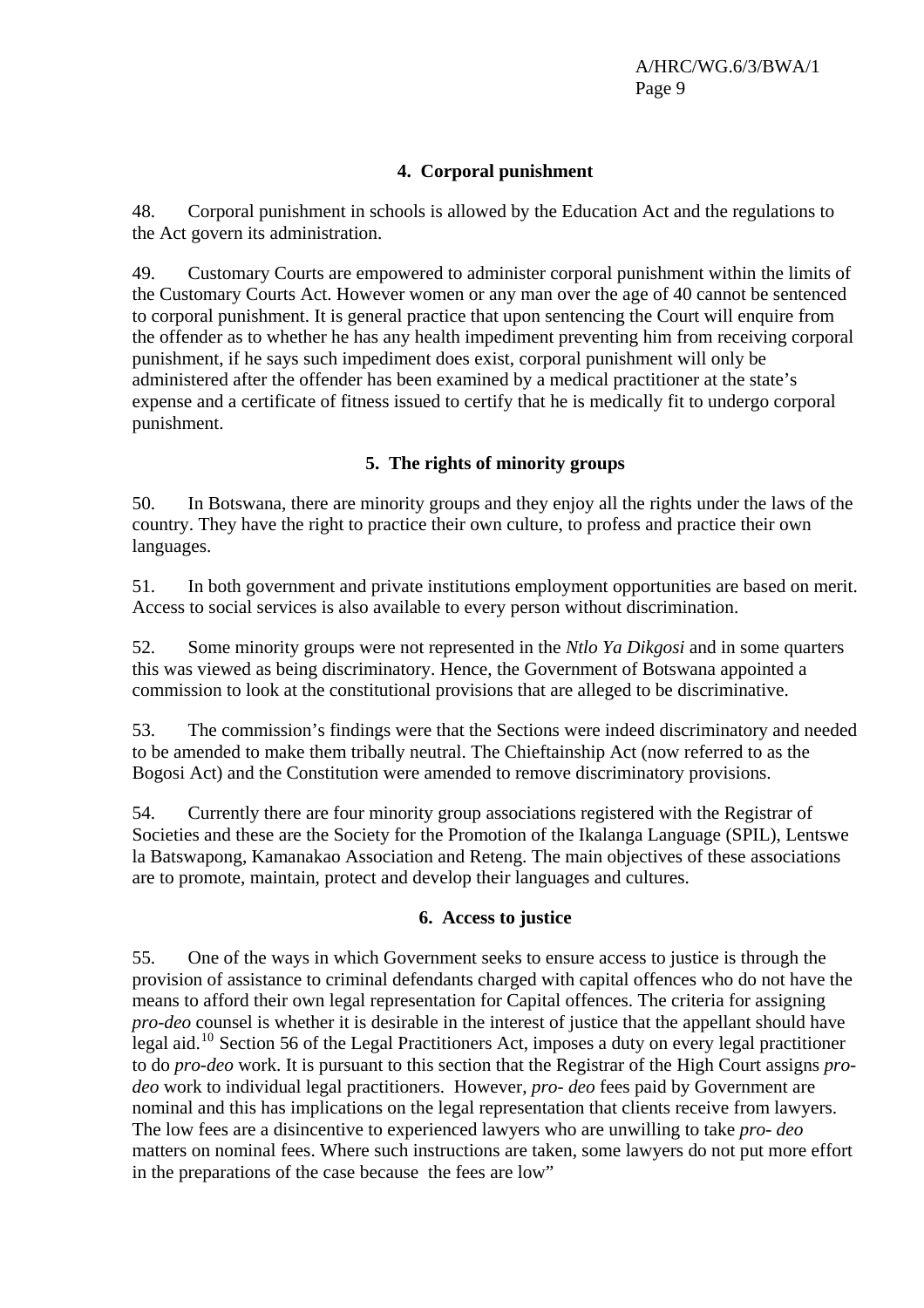### 4. Corporal punishment

48. Corporal punishment in schools is allowed by the Education Act and the regulations to the Act govern its administration.

49. Customary Courts are empowered to administer corporal punishment within the limits of the Customary Courts Act. However women or any man over the age of 40 cannot be sentenced to corporal punishment. It is general practice that upon sentencing the Court will enquire from the offender as to whether he has any health impediment preventing him from receiving corporal punishment, if he says such impediment does exist, corporal punishment will only be administered after the offender has been examined by a medical practitioner at the state's expense and a certificate of fitness issued to certify that he is medically fit to undergo corporal punishment.

### 5. The rights of minority groups

50. In Botswana, there are minority groups and they enjoy all the rights under the laws of the country. They have the right to practice their own culture, to profess and practice their own languages.

51. In both government and private institutions employment opportunities are based on merit. Access to social services is also available to every person without discrimination.

52. Some minority groups were not represented in the *Ntlo Ya Dikgosi* and in some quarters this was viewed as being discriminatory. Hence, the Government of Botswana appointed a commission to look at the constitutional provisions that are alleged to be discriminative.

53. The commission's findings were that the Sections were indeed discriminatory and needed to be amended to make them tribally neutral. The Chieftainship Act (now referred to as the Bogosi Act) and the Constitution were amended to remove discriminatory provisions.

54. Currently there are four minority group associations registered with the Registrar of Societies and these are the Society for the Promotion of the Ikalanga Language (SPIL), Lentswe la Batswapong, Kamanakao Association and Reteng. The main objectives of these associations are to promote, maintain, protect and develop their languages and cultures.

### 6. Access to justice

55. One of the ways in which Government seeks to ensure access to justice is through the provision of assistance to criminal defendants charged with capital offences who do not have the means to afford their own legal representation for Capital offences. The criteria for assigning *pro-deo* counsel is whether it is desirable in the interest of justice that the appellant should have legal aid.[10] Section 56 of the Legal Practitioners Act, imposes a duty on every legal practitioner to do *pro-deo* work. It is pursuant to this section that the Registrar of the High Court assigns *pro-deo* work to individual legal practitioners. However, *pro- deo* fees paid by Government are nominal and this has implications on the legal representation that clients receive from lawyers. The low fees are a disincentive to experienced lawyers who are unwilling to take *pro- deo* matters on nominal fees. Where such instructions are taken, some lawyers do not put more effort in the preparations of the case because the fees are low"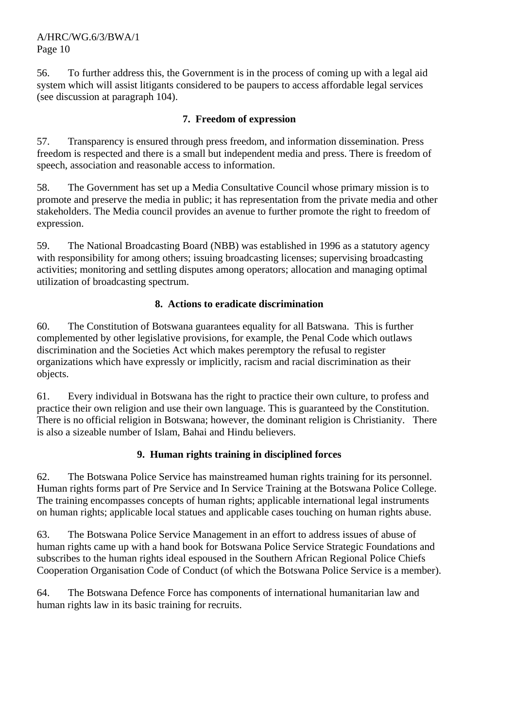56. To further address this, the Government is in the process of coming up with a legal aid system which will assist litigants considered to be paupers to access affordable legal services (see discussion at paragraph 104).

### 7. Freedom of expression

57. Transparency is ensured through press freedom, and information dissemination. Press freedom is respected and there is a small but independent media and press. There is freedom of speech, association and reasonable access to information.

58. The Government has set up a Media Consultative Council whose primary mission is to promote and preserve the media in public; it has representation from the private media and other stakeholders. The Media council provides an avenue to further promote the right to freedom of expression.

59. The National Broadcasting Board (NBB) was established in 1996 as a statutory agency with responsibility for among others; issuing broadcasting licenses; supervising broadcasting activities; monitoring and settling disputes among operators; allocation and managing optimal utilization of broadcasting spectrum.

### 8. Actions to eradicate discrimination

60. The Constitution of Botswana guarantees equality for all Batswana. This is further complemented by other legislative provisions, for example, the Penal Code which outlaws discrimination and the Societies Act which makes peremptory the refusal to register organizations which have expressly or implicitly, racism and racial discrimination as their objects.

61. Every individual in Botswana has the right to practice their own culture, to profess and practice their own religion and use their own language. This is guaranteed by the Constitution. There is no official religion in Botswana; however, the dominant religion is Christianity. There is also a sizeable number of Islam, Bahai and Hindu believers.

### 9. Human rights training in disciplined forces

62. The Botswana Police Service has mainstreamed human rights training for its personnel. Human rights forms part of Pre Service and In Service Training at the Botswana Police College. The training encompasses concepts of human rights; applicable international legal instruments on human rights; applicable local statues and applicable cases touching on human rights abuse.

63. The Botswana Police Service Management in an effort to address issues of abuse of human rights came up with a hand book for Botswana Police Service Strategic Foundations and subscribes to the human rights ideal espoused in the Southern African Regional Police Chiefs Cooperation Organisation Code of Conduct (of which the Botswana Police Service is a member).

64. The Botswana Defence Force has components of international humanitarian law and human rights law in its basic training for recruits.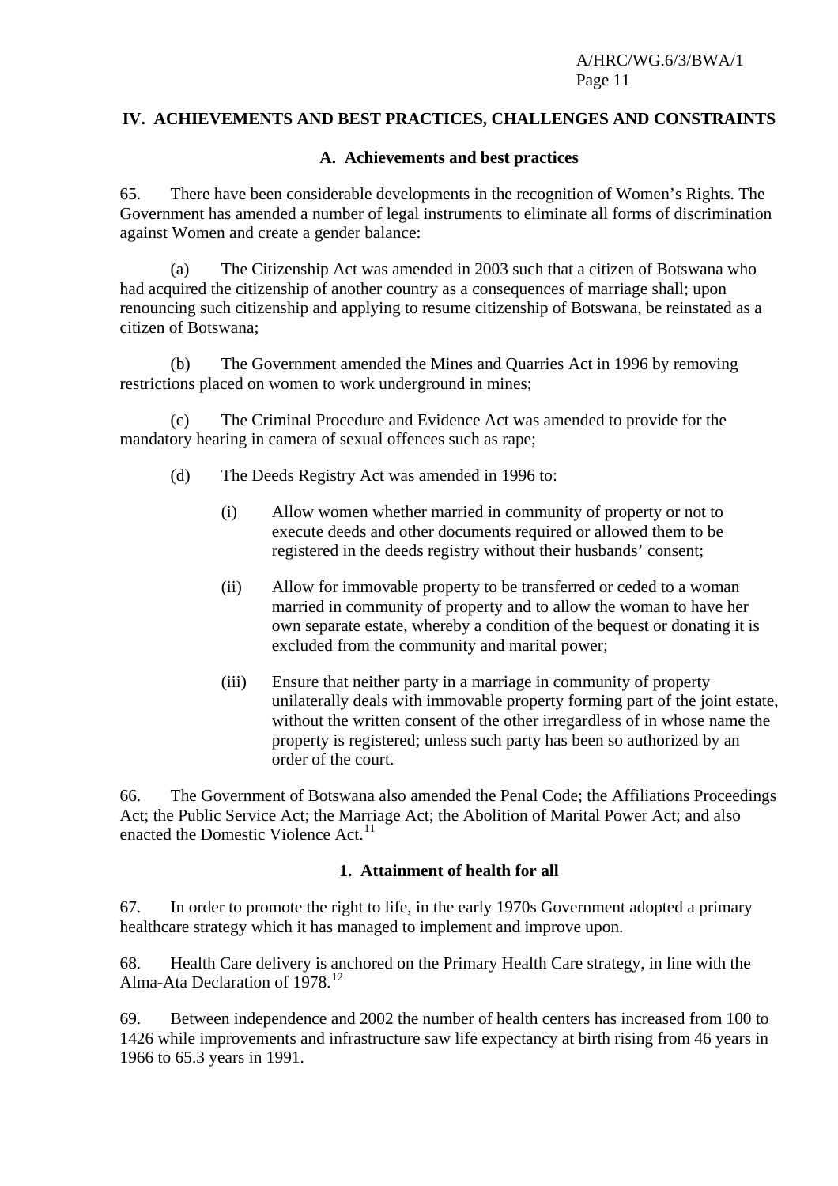## IV. ACHIEVEMENTS AND BEST PRACTICES, CHALLENGES AND CONSTRAINTS

### A. Achievements and best practices

65. There have been considerable developments in the recognition of Women's Rights. The Government has amended a number of legal instruments to eliminate all forms of discrimination against Women and create a gender balance:

(a) The Citizenship Act was amended in 2003 such that a citizen of Botswana who had acquired the citizenship of another country as a consequences of marriage shall; upon renouncing such citizenship and applying to resume citizenship of Botswana, be reinstated as a citizen of Botswana;

(b) The Government amended the Mines and Quarries Act in 1996 by removing restrictions placed on women to work underground in mines;

(c) The Criminal Procedure and Evidence Act was amended to provide for the mandatory hearing in camera of sexual offences such as rape;

(d) The Deeds Registry Act was amended in 1996 to:

(i) Allow women whether married in community of property or not to execute deeds and other documents required or allowed them to be registered in the deeds registry without their husbands' consent;

(ii) Allow for immovable property to be transferred or ceded to a woman married in community of property and to allow the woman to have her own separate estate, whereby a condition of the bequest or donating it is excluded from the community and marital power;

(iii) Ensure that neither party in a marriage in community of property unilaterally deals with immovable property forming part of the joint estate, without the written consent of the other irregardless of in whose name the property is registered; unless such party has been so authorized by an order of the court.

66. The Government of Botswana also amended the Penal Code; the Affiliations Proceedings Act; the Public Service Act; the Marriage Act; the Abolition of Marital Power Act; and also enacted the Domestic Violence Act.[11]

#### 1. Attainment of health for all

67. In order to promote the right to life, in the early 1970s Government adopted a primary healthcare strategy which it has managed to implement and improve upon.

68. Health Care delivery is anchored on the Primary Health Care strategy, in line with the Alma-Ata Declaration of 1978.[12]

69. Between independence and 2002 the number of health centers has increased from 100 to 1426 while improvements and infrastructure saw life expectancy at birth rising from 46 years in 1966 to 65.3 years in 1991.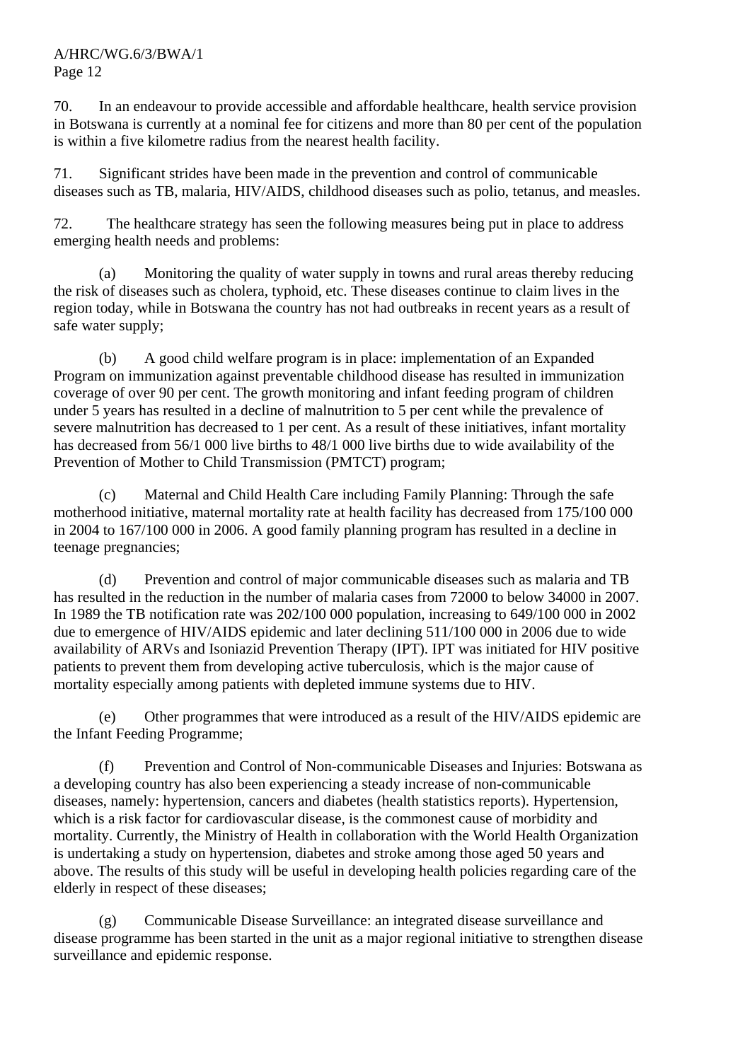70. In an endeavour to provide accessible and affordable healthcare, health service provision in Botswana is currently at a nominal fee for citizens and more than 80 per cent of the population is within a five kilometre radius from the nearest health facility.

71. Significant strides have been made in the prevention and control of communicable diseases such as TB, malaria, HIV/AIDS, childhood diseases such as polio, tetanus, and measles.

72. The healthcare strategy has seen the following measures being put in place to address emerging health needs and problems:

(a) Monitoring the quality of water supply in towns and rural areas thereby reducing the risk of diseases such as cholera, typhoid, etc. These diseases continue to claim lives in the region today, while in Botswana the country has not had outbreaks in recent years as a result of safe water supply;

(b) A good child welfare program is in place: implementation of an Expanded Program on immunization against preventable childhood disease has resulted in immunization coverage of over 90 per cent. The growth monitoring and infant feeding program of children under 5 years has resulted in a decline of malnutrition to 5 per cent while the prevalence of severe malnutrition has decreased to 1 per cent. As a result of these initiatives, infant mortality has decreased from 56/1 000 live births to 48/1 000 live births due to wide availability of the Prevention of Mother to Child Transmission (PMTCT) program;

(c) Maternal and Child Health Care including Family Planning: Through the safe motherhood initiative, maternal mortality rate at health facility has decreased from 175/100 000 in 2004 to 167/100 000 in 2006. A good family planning program has resulted in a decline in teenage pregnancies;

(d) Prevention and control of major communicable diseases such as malaria and TB has resulted in the reduction in the number of malaria cases from 72000 to below 34000 in 2007. In 1989 the TB notification rate was 202/100 000 population, increasing to 649/100 000 in 2002 due to emergence of HIV/AIDS epidemic and later declining 511/100 000 in 2006 due to wide availability of ARVs and Isoniazid Prevention Therapy (IPT). IPT was initiated for HIV positive patients to prevent them from developing active tuberculosis, which is the major cause of mortality especially among patients with depleted immune systems due to HIV.

(e) Other programmes that were introduced as a result of the HIV/AIDS epidemic are the Infant Feeding Programme;

(f) Prevention and Control of Non-communicable Diseases and Injuries: Botswana as a developing country has also been experiencing a steady increase of non-communicable diseases, namely: hypertension, cancers and diabetes (health statistics reports). Hypertension, which is a risk factor for cardiovascular disease, is the commonest cause of morbidity and mortality. Currently, the Ministry of Health in collaboration with the World Health Organization is undertaking a study on hypertension, diabetes and stroke among those aged 50 years and above. The results of this study will be useful in developing health policies regarding care of the elderly in respect of these diseases;

(g) Communicable Disease Surveillance: an integrated disease surveillance and disease programme has been started in the unit as a major regional initiative to strengthen disease surveillance and epidemic response.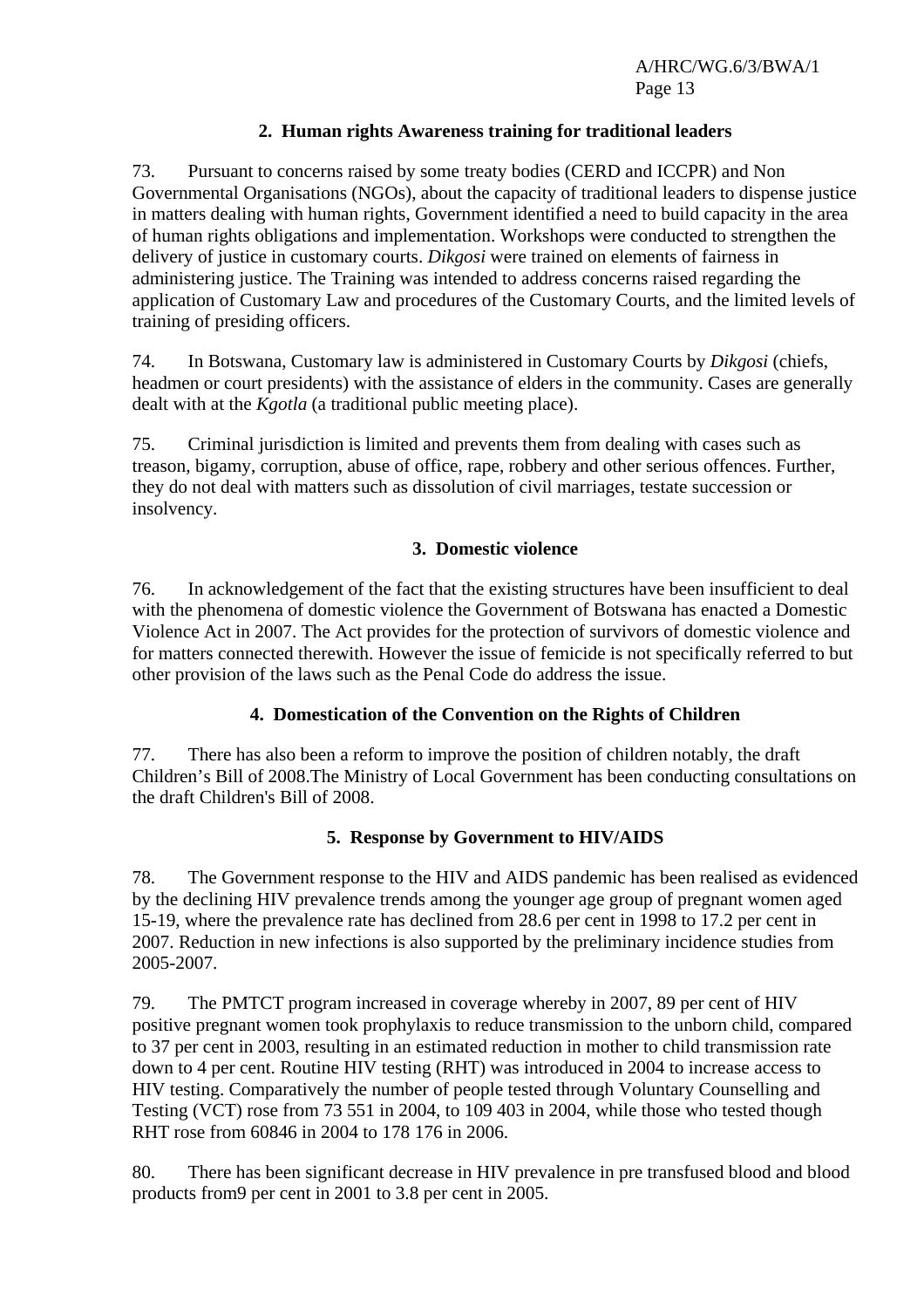### 2. Human rights Awareness training for traditional leaders

73. Pursuant to concerns raised by some treaty bodies (CERD and ICCPR) and Non Governmental Organisations (NGOs), about the capacity of traditional leaders to dispense justice in matters dealing with human rights, Government identified a need to build capacity in the area of human rights obligations and implementation. Workshops were conducted to strengthen the delivery of justice in customary courts. *Dikgosi* were trained on elements of fairness in administering justice. The Training was intended to address concerns raised regarding the application of Customary Law and procedures of the Customary Courts, and the limited levels of training of presiding officers.

74. In Botswana, Customary law is administered in Customary Courts by *Dikgosi* (chiefs, headmen or court presidents) with the assistance of elders in the community. Cases are generally dealt with at the *Kgotla* (a traditional public meeting place).

75. Criminal jurisdiction is limited and prevents them from dealing with cases such as treason, bigamy, corruption, abuse of office, rape, robbery and other serious offences. Further, they do not deal with matters such as dissolution of civil marriages, testate succession or insolvency.

### 3. Domestic violence

76. In acknowledgement of the fact that the existing structures have been insufficient to deal with the phenomena of domestic violence the Government of Botswana has enacted a Domestic Violence Act in 2007. The Act provides for the protection of survivors of domestic violence and for matters connected therewith. However the issue of femicide is not specifically referred to but other provision of the laws such as the Penal Code do address the issue.

### 4. Domestication of the Convention on the Rights of Children

77. There has also been a reform to improve the position of children notably, the draft Children's Bill of 2008.The Ministry of Local Government has been conducting consultations on the draft Children's Bill of 2008.

### 5. Response by Government to HIV/AIDS

78. The Government response to the HIV and AIDS pandemic has been realised as evidenced by the declining HIV prevalence trends among the younger age group of pregnant women aged 15-19, where the prevalence rate has declined from 28.6 per cent in 1998 to 17.2 per cent in 2007. Reduction in new infections is also supported by the preliminary incidence studies from 2005-2007.

79. The PMTCT program increased in coverage whereby in 2007, 89 per cent of HIV positive pregnant women took prophylaxis to reduce transmission to the unborn child, compared to 37 per cent in 2003, resulting in an estimated reduction in mother to child transmission rate down to 4 per cent. Routine HIV testing (RHT) was introduced in 2004 to increase access to HIV testing. Comparatively the number of people tested through Voluntary Counselling and Testing (VCT) rose from 73 551 in 2004, to 109 403 in 2004, while those who tested though RHT rose from 60846 in 2004 to 178 176 in 2006.

80. There has been significant decrease in HIV prevalence in pre transfused blood and blood products from9 per cent in 2001 to 3.8 per cent in 2005.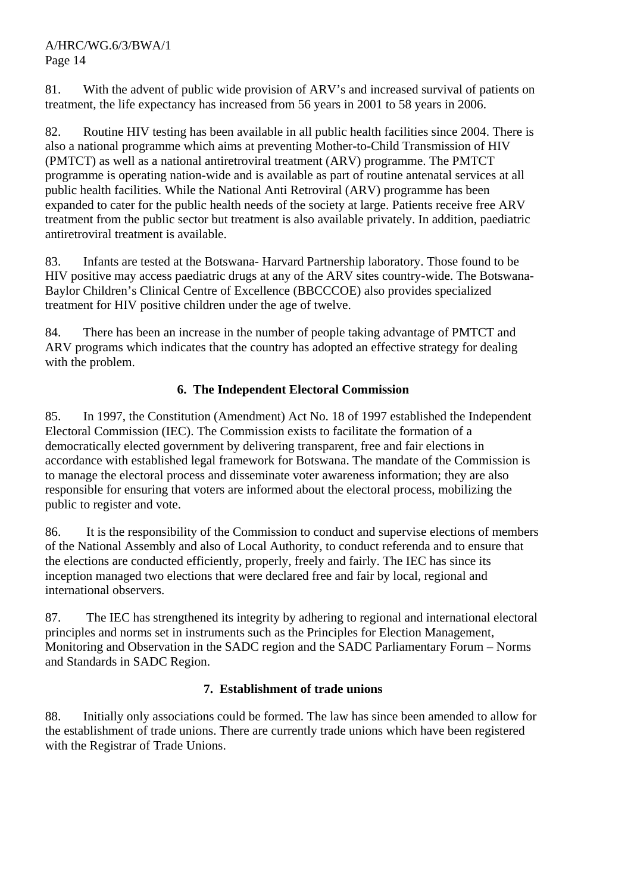81. With the advent of public wide provision of ARV's and increased survival of patients on treatment, the life expectancy has increased from 56 years in 2001 to 58 years in 2006.

82. Routine HIV testing has been available in all public health facilities since 2004. There is also a national programme which aims at preventing Mother-to-Child Transmission of HIV (PMTCT) as well as a national antiretroviral treatment (ARV) programme. The PMTCT programme is operating nation-wide and is available as part of routine antenatal services at all public health facilities. While the National Anti Retroviral (ARV) programme has been expanded to cater for the public health needs of the society at large. Patients receive free ARV treatment from the public sector but treatment is also available privately. In addition, paediatric antiretroviral treatment is available.

83. Infants are tested at the Botswana- Harvard Partnership laboratory. Those found to be HIV positive may access paediatric drugs at any of the ARV sites country-wide. The Botswana-Baylor Children's Clinical Centre of Excellence (BBCCCOE) also provides specialized treatment for HIV positive children under the age of twelve.

84. There has been an increase in the number of people taking advantage of PMTCT and ARV programs which indicates that the country has adopted an effective strategy for dealing with the problem.

### 6. The Independent Electoral Commission

85. In 1997, the Constitution (Amendment) Act No. 18 of 1997 established the Independent Electoral Commission (IEC). The Commission exists to facilitate the formation of a democratically elected government by delivering transparent, free and fair elections in accordance with established legal framework for Botswana. The mandate of the Commission is to manage the electoral process and disseminate voter awareness information; they are also responsible for ensuring that voters are informed about the electoral process, mobilizing the public to register and vote.

86. It is the responsibility of the Commission to conduct and supervise elections of members of the National Assembly and also of Local Authority, to conduct referenda and to ensure that the elections are conducted efficiently, properly, freely and fairly. The IEC has since its inception managed two elections that were declared free and fair by local, regional and international observers.

87. The IEC has strengthened its integrity by adhering to regional and international electoral principles and norms set in instruments such as the Principles for Election Management, Monitoring and Observation in the SADC region and the SADC Parliamentary Forum – Norms and Standards in SADC Region.

### 7. Establishment of trade unions

88. Initially only associations could be formed. The law has since been amended to allow for the establishment of trade unions. There are currently trade unions which have been registered with the Registrar of Trade Unions.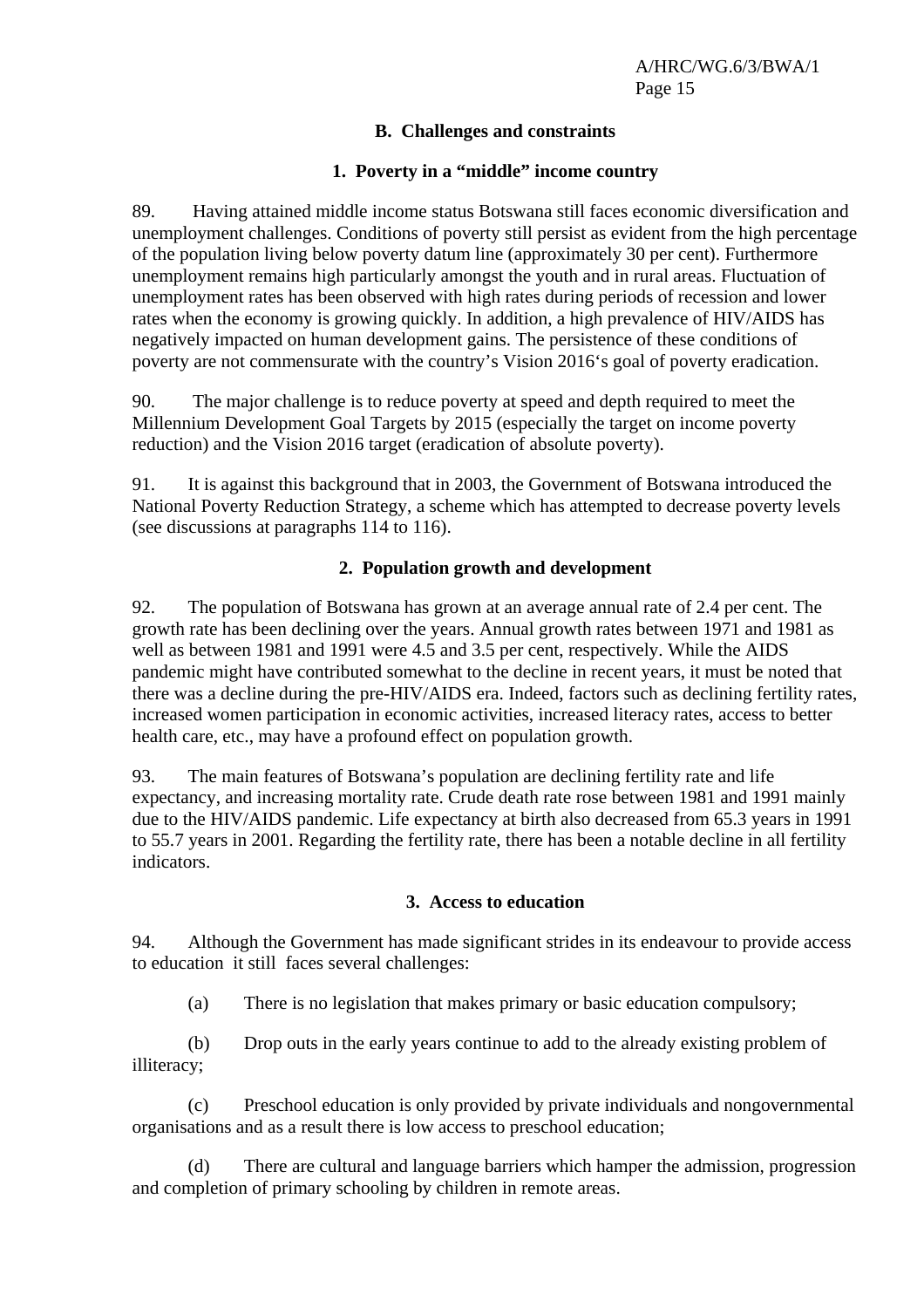### B. Challenges and constraints

#### 1. Poverty in a "middle" income country

89. Having attained middle income status Botswana still faces economic diversification and unemployment challenges. Conditions of poverty still persist as evident from the high percentage of the population living below poverty datum line (approximately 30 per cent). Furthermore unemployment remains high particularly amongst the youth and in rural areas. Fluctuation of unemployment rates has been observed with high rates during periods of recession and lower rates when the economy is growing quickly. In addition, a high prevalence of HIV/AIDS has negatively impacted on human development gains. The persistence of these conditions of poverty are not commensurate with the country's Vision 2016's goal of poverty eradication.

90. The major challenge is to reduce poverty at speed and depth required to meet the Millennium Development Goal Targets by 2015 (especially the target on income poverty reduction) and the Vision 2016 target (eradication of absolute poverty).

91. It is against this background that in 2003, the Government of Botswana introduced the National Poverty Reduction Strategy, a scheme which has attempted to decrease poverty levels (see discussions at paragraphs 114 to 116).

#### 2. Population growth and development

92. The population of Botswana has grown at an average annual rate of 2.4 per cent. The growth rate has been declining over the years. Annual growth rates between 1971 and 1981 as well as between 1981 and 1991 were 4.5 and 3.5 per cent, respectively. While the AIDS pandemic might have contributed somewhat to the decline in recent years, it must be noted that there was a decline during the pre-HIV/AIDS era. Indeed, factors such as declining fertility rates, increased women participation in economic activities, increased literacy rates, access to better health care, etc., may have a profound effect on population growth.

93. The main features of Botswana's population are declining fertility rate and life expectancy, and increasing mortality rate. Crude death rate rose between 1981 and 1991 mainly due to the HIV/AIDS pandemic. Life expectancy at birth also decreased from 65.3 years in 1991 to 55.7 years in 2001. Regarding the fertility rate, there has been a notable decline in all fertility indicators.

#### 3. Access to education

94. Although the Government has made significant strides in its endeavour to provide access to education it still faces several challenges:

(a) There is no legislation that makes primary or basic education compulsory;

(b) Drop outs in the early years continue to add to the already existing problem of illiteracy;

(c) Preschool education is only provided by private individuals and nongovernmental organisations and as a result there is low access to preschool education;

(d) There are cultural and language barriers which hamper the admission, progression and completion of primary schooling by children in remote areas.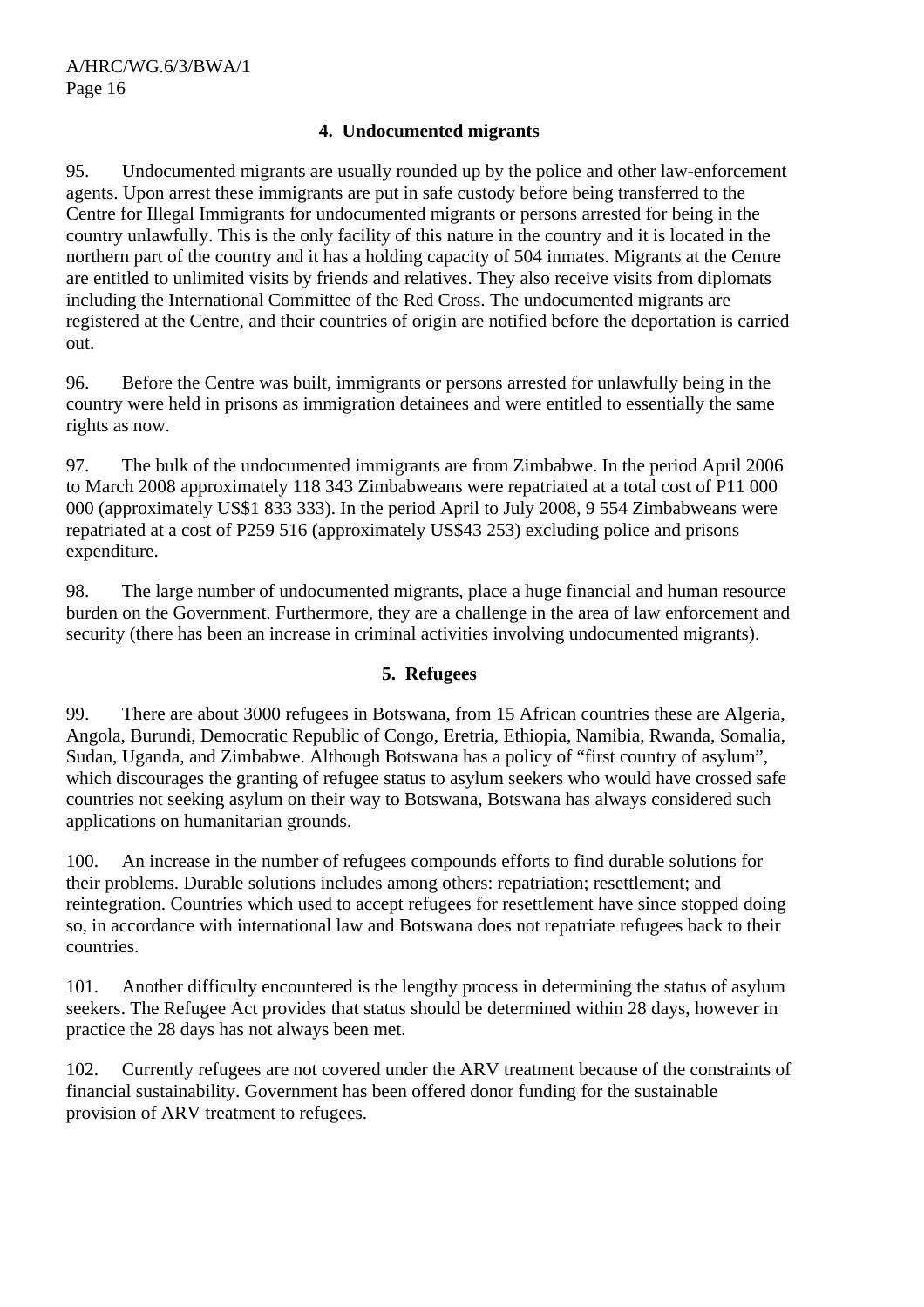### 4. Undocumented migrants

95. Undocumented migrants are usually rounded up by the police and other law-enforcement agents. Upon arrest these immigrants are put in safe custody before being transferred to the Centre for Illegal Immigrants for undocumented migrants or persons arrested for being in the country unlawfully. This is the only facility of this nature in the country and it is located in the northern part of the country and it has a holding capacity of 504 inmates. Migrants at the Centre are entitled to unlimited visits by friends and relatives. They also receive visits from diplomats including the International Committee of the Red Cross. The undocumented migrants are registered at the Centre, and their countries of origin are notified before the deportation is carried out.

96. Before the Centre was built, immigrants or persons arrested for unlawfully being in the country were held in prisons as immigration detainees and were entitled to essentially the same rights as now.

97. The bulk of the undocumented immigrants are from Zimbabwe. In the period April 2006 to March 2008 approximately 118 343 Zimbabweans were repatriated at a total cost of P11 000 000 (approximately US$1 833 333). In the period April to July 2008, 9 554 Zimbabweans were repatriated at a cost of P259 516 (approximately US$43 253) excluding police and prisons expenditure.

98. The large number of undocumented migrants, place a huge financial and human resource burden on the Government. Furthermore, they are a challenge in the area of law enforcement and security (there has been an increase in criminal activities involving undocumented migrants).

### 5. Refugees

99. There are about 3000 refugees in Botswana, from 15 African countries these are Algeria, Angola, Burundi, Democratic Republic of Congo, Eretria, Ethiopia, Namibia, Rwanda, Somalia, Sudan, Uganda, and Zimbabwe. Although Botswana has a policy of "first country of asylum", which discourages the granting of refugee status to asylum seekers who would have crossed safe countries not seeking asylum on their way to Botswana, Botswana has always considered such applications on humanitarian grounds.

100. An increase in the number of refugees compounds efforts to find durable solutions for their problems. Durable solutions includes among others: repatriation; resettlement; and reintegration. Countries which used to accept refugees for resettlement have since stopped doing so, in accordance with international law and Botswana does not repatriate refugees back to their countries.

101. Another difficulty encountered is the lengthy process in determining the status of asylum seekers. The Refugee Act provides that status should be determined within 28 days, however in practice the 28 days has not always been met.

102. Currently refugees are not covered under the ARV treatment because of the constraints of financial sustainability. Government has been offered donor funding for the sustainable provision of ARV treatment to refugees.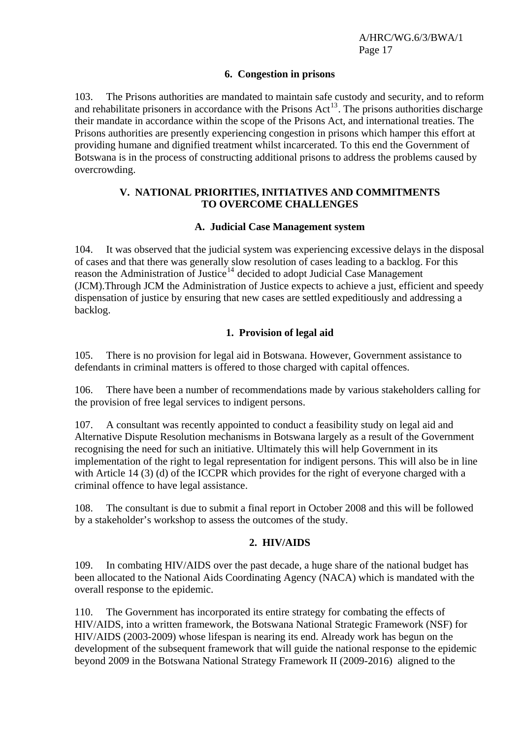### 6. Congestion in prisons

103. The Prisons authorities are mandated to maintain safe custody and security, and to reform and rehabilitate prisoners in accordance with the Prisons Act[13]. The prisons authorities discharge their mandate in accordance within the scope of the Prisons Act, and international treaties. The Prisons authorities are presently experiencing congestion in prisons which hamper this effort at providing humane and dignified treatment whilst incarcerated. To this end the Government of Botswana is in the process of constructing additional prisons to address the problems caused by overcrowding.

## V. NATIONAL PRIORITIES, INITIATIVES AND COMMITMENTS TO OVERCOME CHALLENGES

### A. Judicial Case Management system

104. It was observed that the judicial system was experiencing excessive delays in the disposal of cases and that there was generally slow resolution of cases leading to a backlog. For this reason the Administration of Justice[14] decided to adopt Judicial Case Management (JCM).Through JCM the Administration of Justice expects to achieve a just, efficient and speedy dispensation of justice by ensuring that new cases are settled expeditiously and addressing a backlog.

### 1. Provision of legal aid

105. There is no provision for legal aid in Botswana. However, Government assistance to defendants in criminal matters is offered to those charged with capital offences.

106. There have been a number of recommendations made by various stakeholders calling for the provision of free legal services to indigent persons.

107. A consultant was recently appointed to conduct a feasibility study on legal aid and Alternative Dispute Resolution mechanisms in Botswana largely as a result of the Government recognising the need for such an initiative. Ultimately this will help Government in its implementation of the right to legal representation for indigent persons. This will also be in line with Article 14 (3) (d) of the ICCPR which provides for the right of everyone charged with a criminal offence to have legal assistance.

108. The consultant is due to submit a final report in October 2008 and this will be followed by a stakeholder's workshop to assess the outcomes of the study.

### 2. HIV/AIDS

109. In combating HIV/AIDS over the past decade, a huge share of the national budget has been allocated to the National Aids Coordinating Agency (NACA) which is mandated with the overall response to the epidemic.

110. The Government has incorporated its entire strategy for combating the effects of HIV/AIDS, into a written framework, the Botswana National Strategic Framework (NSF) for HIV/AIDS (2003-2009) whose lifespan is nearing its end. Already work has begun on the development of the subsequent framework that will guide the national response to the epidemic beyond 2009 in the Botswana National Strategy Framework II (2009-2016) aligned to the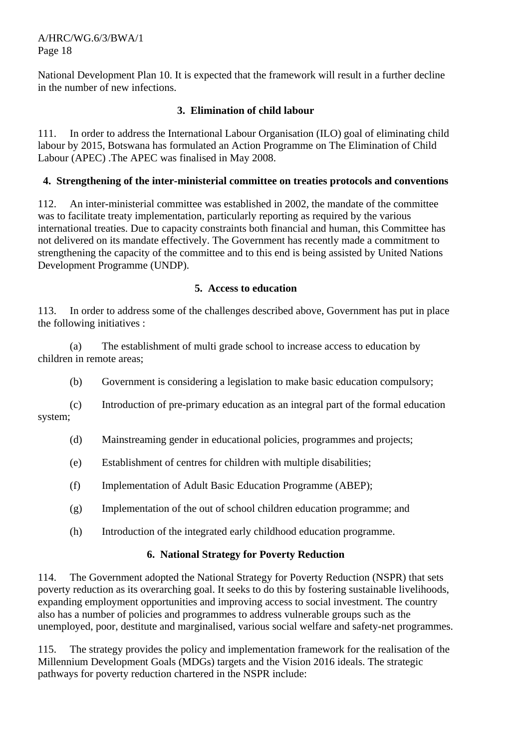National Development Plan 10. It is expected that the framework will result in a further decline in the number of new infections.

### 3. Elimination of child labour

111. In order to address the International Labour Organisation (ILO) goal of eliminating child labour by 2015, Botswana has formulated an Action Programme on The Elimination of Child Labour (APEC) .The APEC was finalised in May 2008.

### 4. Strengthening of the inter-ministerial committee on treaties protocols and conventions

112. An inter-ministerial committee was established in 2002, the mandate of the committee was to facilitate treaty implementation, particularly reporting as required by the various international treaties. Due to capacity constraints both financial and human, this Committee has not delivered on its mandate effectively. The Government has recently made a commitment to strengthening the capacity of the committee and to this end is being assisted by United Nations Development Programme (UNDP).

### 5. Access to education

113. In order to address some of the challenges described above, Government has put in place the following initiatives :

(a) The establishment of multi grade school to increase access to education by children in remote areas;

(b) Government is considering a legislation to make basic education compulsory;

(c) Introduction of pre-primary education as an integral part of the formal education system;

(d) Mainstreaming gender in educational policies, programmes and projects;

(e) Establishment of centres for children with multiple disabilities;

(f) Implementation of Adult Basic Education Programme (ABEP);

(g) Implementation of the out of school children education programme; and

(h) Introduction of the integrated early childhood education programme.

### 6. National Strategy for Poverty Reduction

114. The Government adopted the National Strategy for Poverty Reduction (NSPR) that sets poverty reduction as its overarching goal. It seeks to do this by fostering sustainable livelihoods, expanding employment opportunities and improving access to social investment. The country also has a number of policies and programmes to address vulnerable groups such as the unemployed, poor, destitute and marginalised, various social welfare and safety-net programmes.

115. The strategy provides the policy and implementation framework for the realisation of the Millennium Development Goals (MDGs) targets and the Vision 2016 ideals. The strategic pathways for poverty reduction chartered in the NSPR include: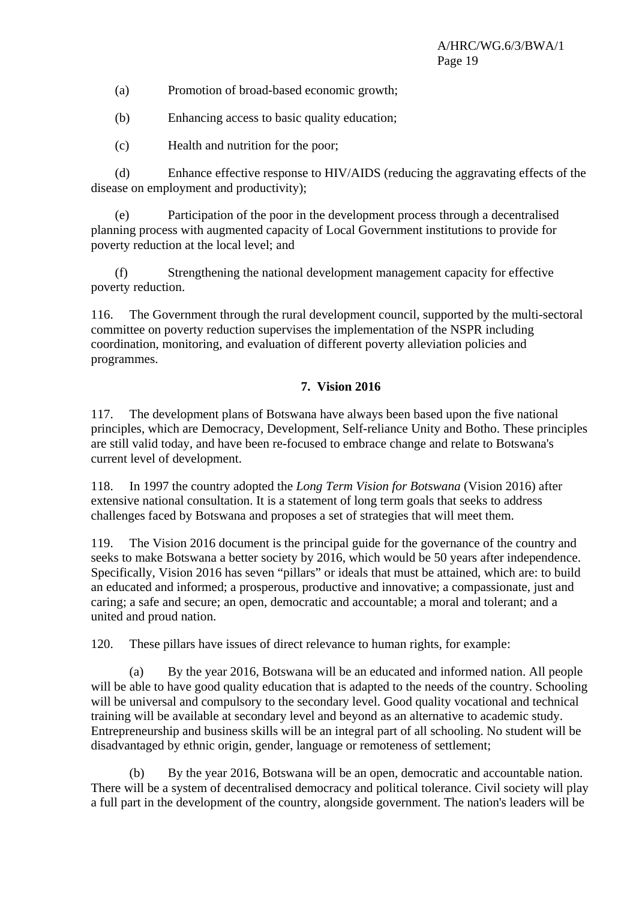(a) Promotion of broad-based economic growth;

(b) Enhancing access to basic quality education;

(c) Health and nutrition for the poor;

(d) Enhance effective response to HIV/AIDS (reducing the aggravating effects of the disease on employment and productivity);

(e) Participation of the poor in the development process through a decentralised planning process with augmented capacity of Local Government institutions to provide for poverty reduction at the local level; and

(f) Strengthening the national development management capacity for effective poverty reduction.

116. The Government through the rural development council, supported by the multi-sectoral committee on poverty reduction supervises the implementation of the NSPR including coordination, monitoring, and evaluation of different poverty alleviation policies and programmes.

### 7. Vision 2016

117. The development plans of Botswana have always been based upon the five national principles, which are Democracy, Development, Self-reliance Unity and Botho. These principles are still valid today, and have been re-focused to embrace change and relate to Botswana's current level of development.

118. In 1997 the country adopted the *Long Term Vision for Botswana* (Vision 2016) after extensive national consultation. It is a statement of long term goals that seeks to address challenges faced by Botswana and proposes a set of strategies that will meet them.

119. The Vision 2016 document is the principal guide for the governance of the country and seeks to make Botswana a better society by 2016, which would be 50 years after independence. Specifically, Vision 2016 has seven "pillars" or ideals that must be attained, which are: to build an educated and informed; a prosperous, productive and innovative; a compassionate, just and caring; a safe and secure; an open, democratic and accountable; a moral and tolerant; and a united and proud nation.

120. These pillars have issues of direct relevance to human rights, for example:

(a) By the year 2016, Botswana will be an educated and informed nation. All people will be able to have good quality education that is adapted to the needs of the country. Schooling will be universal and compulsory to the secondary level. Good quality vocational and technical training will be available at secondary level and beyond as an alternative to academic study. Entrepreneurship and business skills will be an integral part of all schooling. No student will be disadvantaged by ethnic origin, gender, language or remoteness of settlement;

(b) By the year 2016, Botswana will be an open, democratic and accountable nation. There will be a system of decentralised democracy and political tolerance. Civil society will play a full part in the development of the country, alongside government. The nation's leaders will be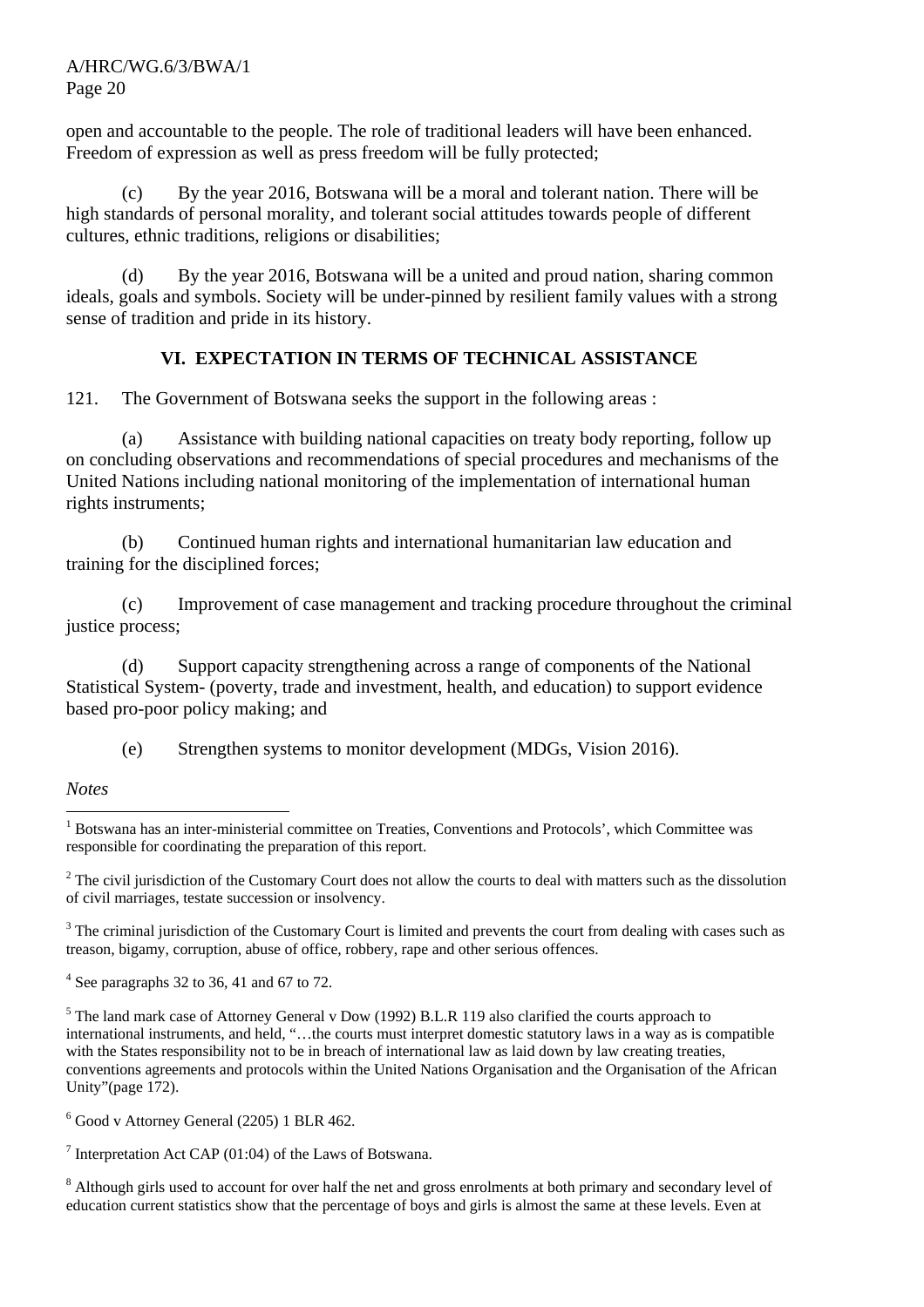open and accountable to the people. The role of traditional leaders will have been enhanced. Freedom of expression as well as press freedom will be fully protected;

(c) By the year 2016, Botswana will be a moral and tolerant nation. There will be high standards of personal morality, and tolerant social attitudes towards people of different cultures, ethnic traditions, religions or disabilities;

(d) By the year 2016, Botswana will be a united and proud nation, sharing common ideals, goals and symbols. Society will be under-pinned by resilient family values with a strong sense of tradition and pride in its history.

## VI. EXPECTATION IN TERMS OF TECHNICAL ASSISTANCE

121. The Government of Botswana seeks the support in the following areas :

(a) Assistance with building national capacities on treaty body reporting, follow up on concluding observations and recommendations of special procedures and mechanisms of the United Nations including national monitoring of the implementation of international human rights instruments;

(b) Continued human rights and international humanitarian law education and training for the disciplined forces;

(c) Improvement of case management and tracking procedure throughout the criminal justice process;

(d) Support capacity strengthening across a range of components of the National Statistical System- (poverty, trade and investment, health, and education) to support evidence based pro-poor policy making; and

(e) Strengthen systems to monitor development (MDGs, Vision 2016).

*Notes*

[1] Botswana has an inter-ministerial committee on Treaties, Conventions and Protocols', which Committee was responsible for coordinating the preparation of this report.

[2] The civil jurisdiction of the Customary Court does not allow the courts to deal with matters such as the dissolution of civil marriages, testate succession or insolvency.

[3] The criminal jurisdiction of the Customary Court is limited and prevents the court from dealing with cases such as treason, bigamy, corruption, abuse of office, robbery, rape and other serious offences.

[4] See paragraphs 32 to 36, 41 and 67 to 72.

[5] The land mark case of Attorney General v Dow (1992) B.L.R 119 also clarified the courts approach to international instruments, and held, "…the courts must interpret domestic statutory laws in a way as is compatible with the States responsibility not to be in breach of international law as laid down by law creating treaties, conventions agreements and protocols within the United Nations Organisation and the Organisation of the African Unity"(page 172).

[6] Good v Attorney General (2205) 1 BLR 462.

[7] Interpretation Act CAP (01:04) of the Laws of Botswana.

[8] Although girls used to account for over half the net and gross enrolments at both primary and secondary level of education current statistics show that the percentage of boys and girls is almost the same at these levels. Even at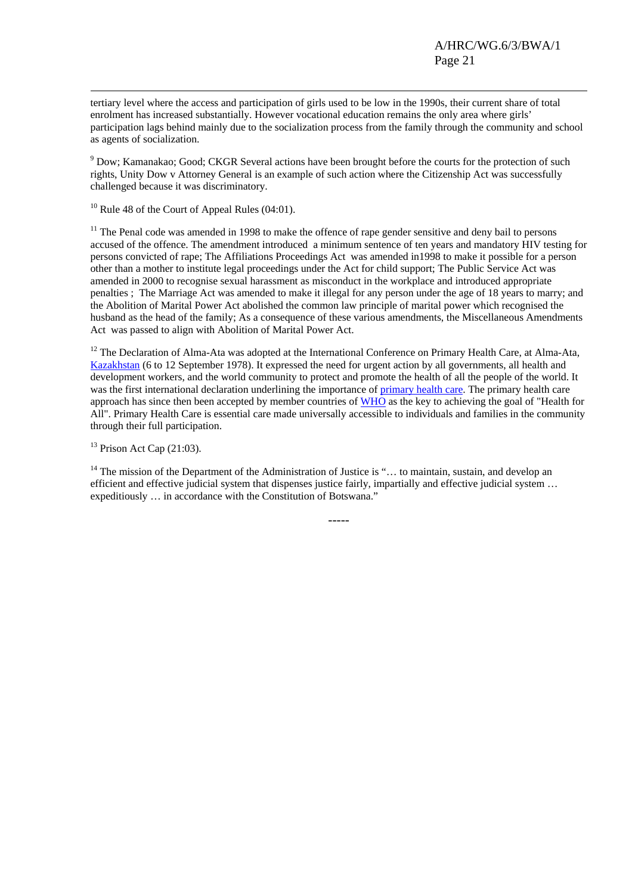tertiary level where the access and participation of girls used to be low in the 1990s, their current share of total enrolment has increased substantially. However vocational education remains the only area where girls' participation lags behind mainly due to the socialization process from the family through the community and school as agents of socialization.

[9] Dow; Kamanakao; Good; CKGR Several actions have been brought before the courts for the protection of such rights, Unity Dow v Attorney General is an example of such action where the Citizenship Act was successfully challenged because it was discriminatory.

[10] Rule 48 of the Court of Appeal Rules (04:01).

[11] The Penal code was amended in 1998 to make the offence of rape gender sensitive and deny bail to persons accused of the offence. The amendment introduced a minimum sentence of ten years and mandatory HIV testing for persons convicted of rape; The Affiliations Proceedings Act was amended in1998 to make it possible for a person other than a mother to institute legal proceedings under the Act for child support; The Public Service Act was amended in 2000 to recognise sexual harassment as misconduct in the workplace and introduced appropriate penalties ; The Marriage Act was amended to make it illegal for any person under the age of 18 years to marry; and the Abolition of Marital Power Act abolished the common law principle of marital power which recognised the husband as the head of the family; As a consequence of these various amendments, the Miscellaneous Amendments Act was passed to align with Abolition of Marital Power Act.

[12] The Declaration of Alma-Ata was adopted at the International Conference on Primary Health Care, at Alma-Ata, Kazakhstan (6 to 12 September 1978). It expressed the need for urgent action by all governments, all health and development workers, and the world community to protect and promote the health of all the people of the world. It was the first international declaration underlining the importance of primary health care. The primary health care approach has since then been accepted by member countries of WHO as the key to achieving the goal of "Health for All". Primary Health Care is essential care made universally accessible to individuals and families in the community through their full participation.

[13] Prison Act Cap (21:03).

[14] The mission of the Department of the Administration of Justice is "… to maintain, sustain, and develop an efficient and effective judicial system that dispenses justice fairly, impartially and effective judicial system … expeditiously … in accordance with the Constitution of Botswana."

-----